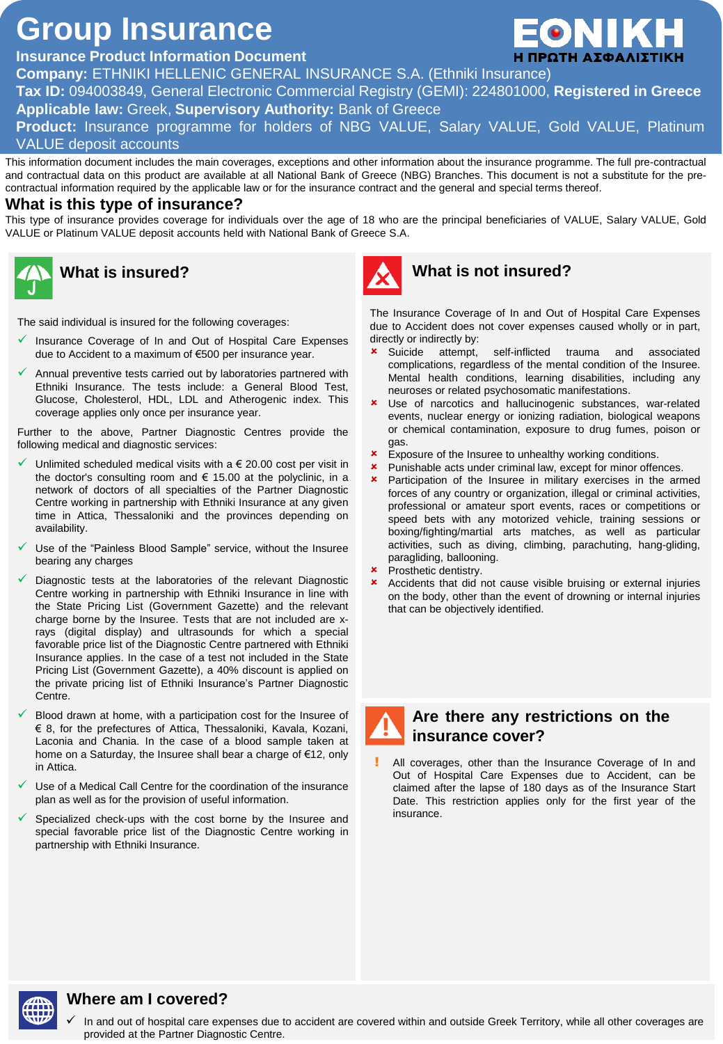# Group Insurance

**Insurance Product Information Document**

**Company:** ETHNIKI HELLENIC GENERAL INSURANCE S.A. (Ethniki Insurance)

**Tax ID:** 094003849, General Electronic Commercial Registry (GEMI): 224801000, **Registered in Greece**

**Applicable law:** Greek, **Supervisory Authority:** Bank of Greece

**Product:** Insurance programme for holders of NBG VALUE, Salary VALUE, Gold VALUE, Platinum VALUE deposit accounts

ΕΘΝΙΚΗ
Η ΠΡΩΤΗ ΑΣΦΑΛΙΣΤΙΚΗ

This information document includes the main coverages, exceptions and other information about the insurance programme. The full pre-contractual and contractual data on this product are available at all National Bank of Greece (NBG) Branches. This document is not a substitute for the pre-contractual information required by the applicable law or for the insurance contract and the general and special terms thereof.

## What is this type of insurance?

This type of insurance provides coverage for individuals over the age of 18 who are the principal beneficiaries of VALUE, Salary VALUE, Gold VALUE or Platinum VALUE deposit accounts held with National Bank of Greece S.A.

## What is insured?

The said individual is insured for the following coverages:

- ✓ Insurance Coverage of In and Out of Hospital Care Expenses due to Accident to a maximum of €500 per insurance year.
- ✓ Annual preventive tests carried out by laboratories partnered with Ethniki Insurance. The tests include: a General Blood Test, Glucose, Cholesterol, HDL, LDL and Atherogenic index. This coverage applies only once per insurance year.

Further to the above, Partner Diagnostic Centres provide the following medical and diagnostic services:

- ✓ Unlimited scheduled medical visits with a € 20.00 cost per visit in the doctor's consulting room and € 15.00 at the polyclinic, in a network of doctors of all specialties of the Partner Diagnostic Centre working in partnership with Ethniki Insurance at any given time in Attica, Thessaloniki and the provinces depending on availability.
- ✓ Use of the "Painless Blood Sample" service, without the Insuree bearing any charges
- ✓ Diagnostic tests at the laboratories of the relevant Diagnostic Centre working in partnership with Ethniki Insurance in line with the State Pricing List (Government Gazette) and the relevant charge borne by the Insuree. Tests that are not included are x-rays (digital display) and ultrasounds for which a special favorable price list of the Diagnostic Centre partnered with Ethniki Insurance applies. In the case of a test not included in the State Pricing List (Government Gazette), a 40% discount is applied on the private pricing list of Ethniki Insurance's Partner Diagnostic Centre.
- ✓ Blood drawn at home, with a participation cost for the Insuree of € 8, for the prefectures of Attica, Thessaloniki, Kavala, Kozani, Laconia and Chania. In the case of a blood sample taken at home on a Saturday, the Insuree shall bear a charge of €12, only in Attica.
- ✓ Use of a Medical Call Centre for the coordination of the insurance plan as well as for the provision of useful information.
- ✓ Specialized check-ups with the cost borne by the Insuree and special favorable price list of the Diagnostic Centre working in partnership with Ethniki Insurance.

## What is not insured?

The Insurance Coverage of In and Out of Hospital Care Expenses due to Accident does not cover expenses caused wholly or in part, directly or indirectly by:

- ✗ Suicide attempt, self-inflicted trauma and associated complications, regardless of the mental condition of the Insuree. Mental health conditions, learning disabilities, including any neuroses or related psychosomatic manifestations.
- ✗ Use of narcotics and hallucinogenic substances, war-related events, nuclear energy or ionizing radiation, biological weapons or chemical contamination, exposure to drug fumes, poison or gas.
- ✗ Exposure of the Insuree to unhealthy working conditions.
- ✗ Punishable acts under criminal law, except for minor offences.
- ✗ Participation of the Insuree in military exercises in the armed forces of any country or organization, illegal or criminal activities, professional or amateur sport events, races or competitions or speed bets with any motorized vehicle, training sessions or boxing/fighting/martial arts matches, as well as particular activities, such as diving, climbing, parachuting, hang-gliding, paragliding, ballooning.
- ✗ Prosthetic dentistry.
- ✗ Accidents that did not cause visible bruising or external injuries on the body, other than the event of drowning or internal injuries that can be objectively identified.

## Are there any restrictions on the insurance cover?

- ! All coverages, other than the Insurance Coverage of In and Out of Hospital Care Expenses due to Accident, can be claimed after the lapse of 180 days as of the Insurance Start Date. This restriction applies only for the first year of the insurance.

## Where am I covered?

- ✓ In and out of hospital care expenses due to accident are covered within and outside Greek Territory, while all other coverages are provided at the Partner Diagnostic Centre.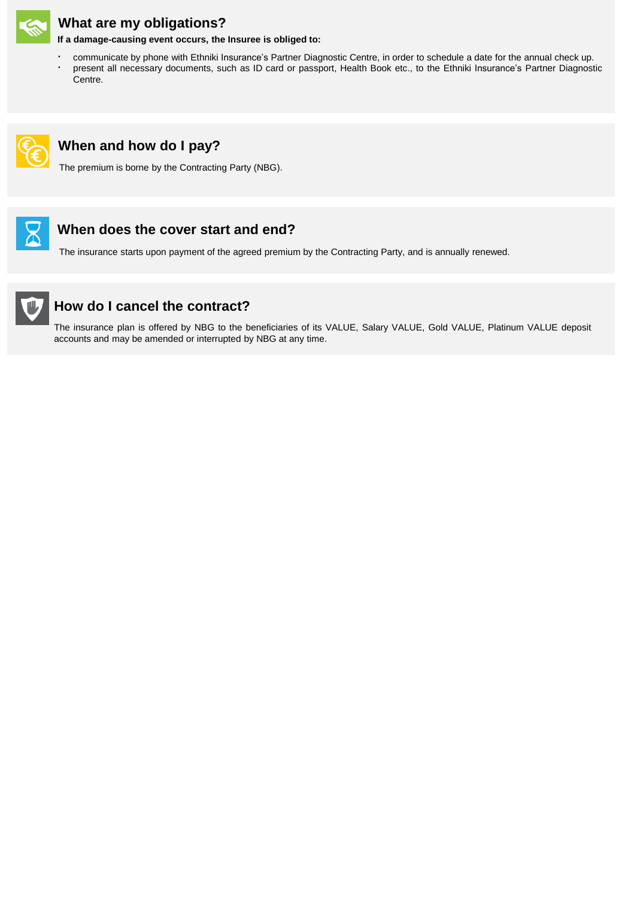## What are my obligations?

**If a damage-causing event occurs, the Insuree is obliged to:**

- communicate by phone with Ethniki Insurance's Partner Diagnostic Centre, in order to schedule a date for the annual check up.
- present all necessary documents, such as ID card or passport, Health Book etc., to the Ethniki Insurance's Partner Diagnostic Centre.

## When and how do I pay?

The premium is borne by the Contracting Party (NBG).

## When does the cover start and end?

The insurance starts upon payment of the agreed premium by the Contracting Party, and is annually renewed.

## How do I cancel the contract?

The insurance plan is offered by NBG to the beneficiaries of its VALUE, Salary VALUE, Gold VALUE, Platinum VALUE deposit accounts and may be amended or interrupted by NBG at any time.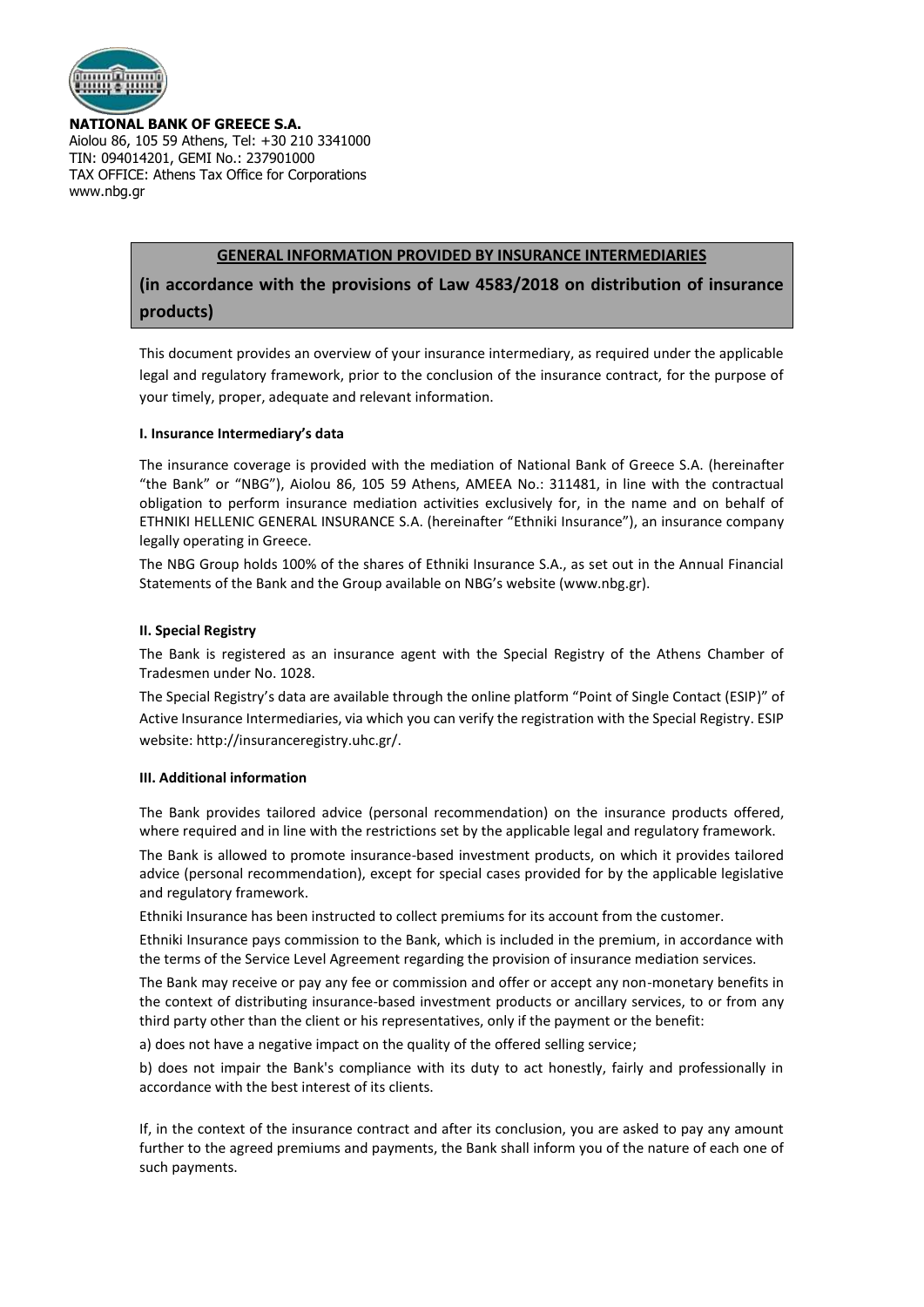**NATIONAL BANK OF GREECE S.A.**
Aiolou 86, 105 59 Athens, Tel: +30 210 3341000
TIN: 094014201, GEMI No.: 237901000
TAX OFFICE: Athens Tax Office for Corporations
www.nbg.gr

## GENERAL INFORMATION PROVIDED BY INSURANCE INTERMEDIARIES

## (in accordance with the provisions of Law 4583/2018 on distribution of insurance products)

This document provides an overview of your insurance intermediary, as required under the applicable legal and regulatory framework, prior to the conclusion of the insurance contract, for the purpose of your timely, proper, adequate and relevant information.

### I. Insurance Intermediary's data

The insurance coverage is provided with the mediation of National Bank of Greece S.A. (hereinafter "the Bank" or "NBG"), Aiolou 86, 105 59 Athens, AMEEA No.: 311481, in line with the contractual obligation to perform insurance mediation activities exclusively for, in the name and on behalf of ETHNIKI HELLENIC GENERAL INSURANCE S.A. (hereinafter "Ethniki Insurance"), an insurance company legally operating in Greece.

The NBG Group holds 100% of the shares of Ethniki Insurance S.A., as set out in the Annual Financial Statements of the Bank and the Group available on NBG's website (www.nbg.gr).

### II. Special Registry

The Bank is registered as an insurance agent with the Special Registry of the Athens Chamber of Tradesmen under No. 1028.

The Special Registry's data are available through the online platform "Point of Single Contact (ESIP)" of Active Insurance Intermediaries, via which you can verify the registration with the Special Registry. ESIP website: http://insuranceregistry.uhc.gr/.

### III. Additional information

The Bank provides tailored advice (personal recommendation) on the insurance products offered, where required and in line with the restrictions set by the applicable legal and regulatory framework.

The Bank is allowed to promote insurance-based investment products, on which it provides tailored advice (personal recommendation), except for special cases provided for by the applicable legislative and regulatory framework.

Ethniki Insurance has been instructed to collect premiums for its account from the customer.

Ethniki Insurance pays commission to the Bank, which is included in the premium, in accordance with the terms of the Service Level Agreement regarding the provision of insurance mediation services.

The Bank may receive or pay any fee or commission and offer or accept any non-monetary benefits in the context of distributing insurance-based investment products or ancillary services, to or from any third party other than the client or his representatives, only if the payment or the benefit:

a) does not have a negative impact on the quality of the offered selling service;

b) does not impair the Bank's compliance with its duty to act honestly, fairly and professionally in accordance with the best interest of its clients.

If, in the context of the insurance contract and after its conclusion, you are asked to pay any amount further to the agreed premiums and payments, the Bank shall inform you of the nature of each one of such payments.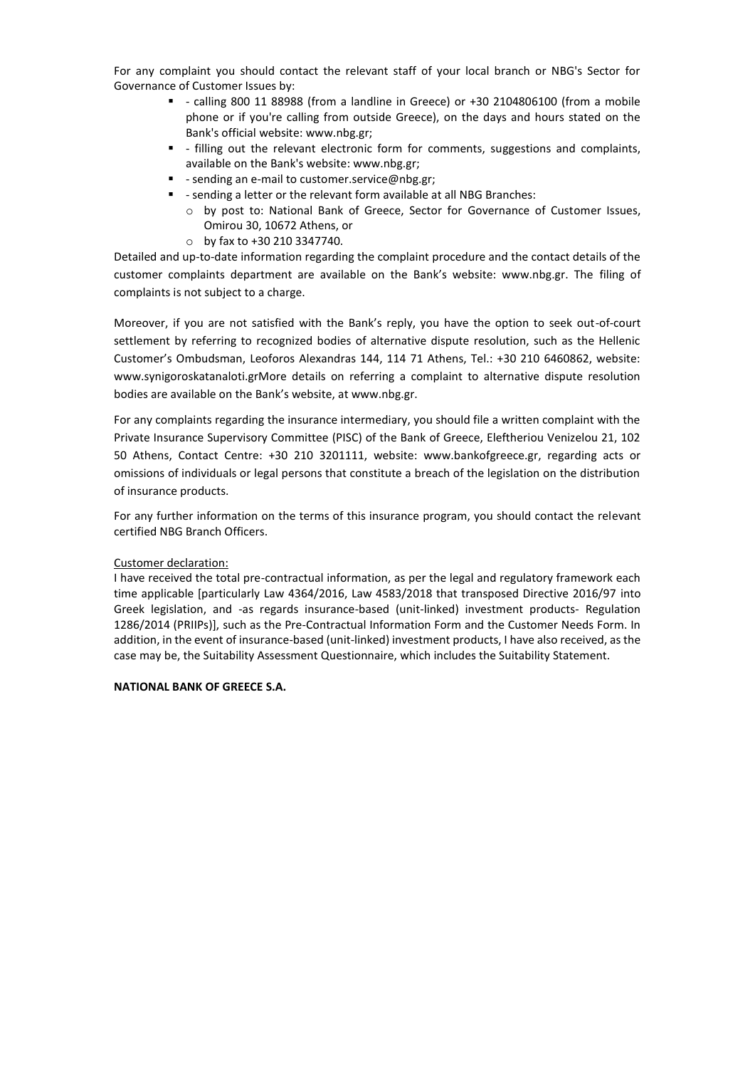For any complaint you should contact the relevant staff of your local branch or NBG's Sector for Governance of Customer Issues by:

- - calling 800 11 88988 (from a landline in Greece) or +30 2104806100 (from a mobile phone or if you're calling from outside Greece), on the days and hours stated on the Bank's official website: www.nbg.gr;
- - filling out the relevant electronic form for comments, suggestions and complaints, available on the Bank's website: www.nbg.gr;
- - sending an e-mail to customer.service@nbg.gr;
- - sending a letter or the relevant form available at all NBG Branches:
  - by post to: National Bank of Greece, Sector for Governance of Customer Issues, Omirou 30, 10672 Athens, or
  - by fax to +30 210 3347740.

Detailed and up-to-date information regarding the complaint procedure and the contact details of the customer complaints department are available on the Bank's website: www.nbg.gr. The filing of complaints is not subject to a charge.

Moreover, if you are not satisfied with the Bank's reply, you have the option to seek out-of-court settlement by referring to recognized bodies of alternative dispute resolution, such as the Hellenic Customer's Ombudsman, Leoforos Alexandras 144, 114 71 Athens, Tel.: +30 210 6460862, website: www.synigoroskatanaloti.grMore details on referring a complaint to alternative dispute resolution bodies are available on the Bank's website, at www.nbg.gr.

For any complaints regarding the insurance intermediary, you should file a written complaint with the Private Insurance Supervisory Committee (PISC) of the Bank of Greece, Eleftheriou Venizelou 21, 102 50 Athens, Contact Centre: +30 210 3201111, website: www.bankofgreece.gr, regarding acts or omissions of individuals or legal persons that constitute a breach of the legislation on the distribution of insurance products.

For any further information on the terms of this insurance program, you should contact the relevant certified NBG Branch Officers.

Customer declaration:

I have received the total pre-contractual information, as per the legal and regulatory framework each time applicable [particularly Law 4364/2016, Law 4583/2018 that transposed Directive 2016/97 into Greek legislation, and -as regards insurance-based (unit-linked) investment products- Regulation 1286/2014 (PRIIPs)], such as the Pre-Contractual Information Form and the Customer Needs Form. In addition, in the event of insurance-based (unit-linked) investment products, I have also received, as the case may be, the Suitability Assessment Questionnaire, which includes the Suitability Statement.

**NATIONAL BANK OF GREECE S.A.**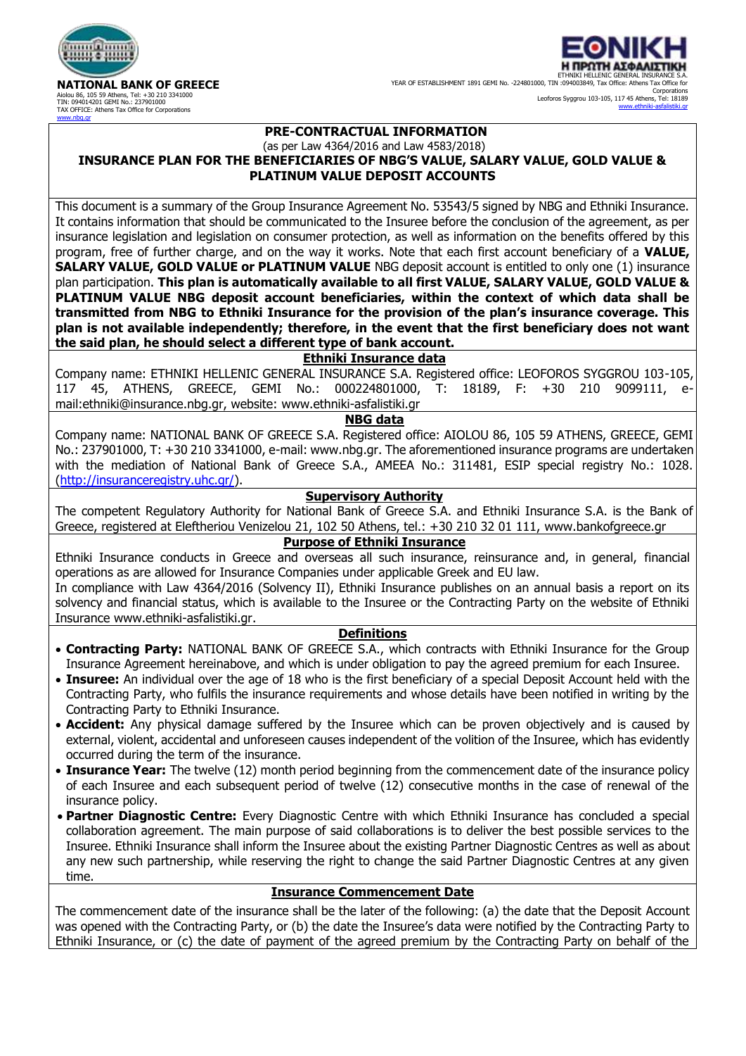**NATIONAL BANK OF GREECE**
Aiolou 86, 105 59 Athens, Tel: +30 210 3341000
TIN: 094014201 GEMI No.: 237901000
TAX OFFICE: Athens Tax Office for Corporations
www.nbg.gr

**ΕΘΝΙΚΗ**
**Η ΠΡΩΤΗ ΑΣΦΑΛΙΣΤΙΚΗ**
ETHNIKI HELLENIC GENERAL INSURANCE S.A.
YEAR OF ESTABLISHMENT 1891 GEMI No. -224801000, TIN :094003849, Tax Office: Athens Tax Office for Corporations
Leoforos Syggrou 103-105, 117 45 Athens, Tel: 18189
www.ethniki-asfalistiki.gr

## PRE-CONTRACTUAL INFORMATION

(as per Law 4364/2016 and Law 4583/2018)

## INSURANCE PLAN FOR THE BENEFICIARIES OF NBG'S VALUE, SALARY VALUE, GOLD VALUE & PLATINUM VALUE DEPOSIT ACCOUNTS

This document is a summary of the Group Insurance Agreement No. 53543/5 signed by NBG and Ethniki Insurance. It contains information that should be communicated to the Insuree before the conclusion of the agreement, as per insurance legislation and legislation on consumer protection, as well as information on the benefits offered by this program, free of further charge, and on the way it works. Note that each first account beneficiary of a **VALUE, SALARY VALUE, GOLD VALUE or PLATINUM VALUE** NBG deposit account is entitled to only one (1) insurance plan participation. **This plan is automatically available to all first VALUE, SALARY VALUE, GOLD VALUE & PLATINUM VALUE NBG deposit account beneficiaries, within the context of which data shall be transmitted from NBG to Ethniki Insurance for the provision of the plan's insurance coverage. This plan is not available independently; therefore, in the event that the first beneficiary does not want the said plan, he should select a different type of bank account.**

### Ethniki Insurance data

Company name: ETHNIKI HELLENIC GENERAL INSURANCE S.A. Registered office: LEOFOROS SYGGROU 103-105, 117 45, ATHENS, GREECE, GEMI No.: 000224801000, T: 18189, F: +30 210 9099111, e-mail:ethniki@insurance.nbg.gr, website: www.ethniki-asfalistiki.gr

### NBG data

Company name: NATIONAL BANK OF GREECE S.A. Registered office: AIOLOU 86, 105 59 ATHENS, GREECE, GEMI No.: 237901000, T: +30 210 3341000, e-mail: www.nbg.gr. The aforementioned insurance programs are undertaken with the mediation of National Bank of Greece S.A., AMEEA No.: 311481, ESIP special registry No.: 1028. (http://insuranceregistry.uhc.gr/).

### Supervisory Authority

The competent Regulatory Authority for National Bank of Greece S.A. and Ethniki Insurance S.A. is the Bank of Greece, registered at Eleftheriou Venizelou 21, 102 50 Athens, tel.: +30 210 32 01 111, www.bankofgreece.gr

### Purpose of Ethniki Insurance

Ethniki Insurance conducts in Greece and overseas all such insurance, reinsurance and, in general, financial operations as are allowed for Insurance Companies under applicable Greek and EU law.
In compliance with Law 4364/2016 (Solvency II), Ethniki Insurance publishes on an annual basis a report on its solvency and financial status, which is available to the Insuree or the Contracting Party on the website of Ethniki Insurance www.ethniki-asfalistiki.gr.

### Definitions

- **Contracting Party:** NATIONAL BANK OF GREECE S.A., which contracts with Ethniki Insurance for the Group Insurance Agreement hereinabove, and which is under obligation to pay the agreed premium for each Insuree.
- **Insuree:** An individual over the age of 18 who is the first beneficiary of a special Deposit Account held with the Contracting Party, who fulfils the insurance requirements and whose details have been notified in writing by the Contracting Party to Ethniki Insurance.
- **Accident:** Any physical damage suffered by the Insuree which can be proven objectively and is caused by external, violent, accidental and unforeseen causes independent of the volition of the Insuree, which has evidently occurred during the term of the insurance.
- **Insurance Year:** The twelve (12) month period beginning from the commencement date of the insurance policy of each Insuree and each subsequent period of twelve (12) consecutive months in the case of renewal of the insurance policy.
- **Partner Diagnostic Centre:** Every Diagnostic Centre with which Ethniki Insurance has concluded a special collaboration agreement. The main purpose of said collaborations is to deliver the best possible services to the Insuree. Ethniki Insurance shall inform the Insuree about the existing Partner Diagnostic Centres as well as about any new such partnership, while reserving the right to change the said Partner Diagnostic Centres at any given time.

### Insurance Commencement Date

The commencement date of the insurance shall be the later of the following: (a) the date that the Deposit Account was opened with the Contracting Party, or (b) the date the Insuree's data were notified by the Contracting Party to Ethniki Insurance, or (c) the date of payment of the agreed premium by the Contracting Party on behalf of the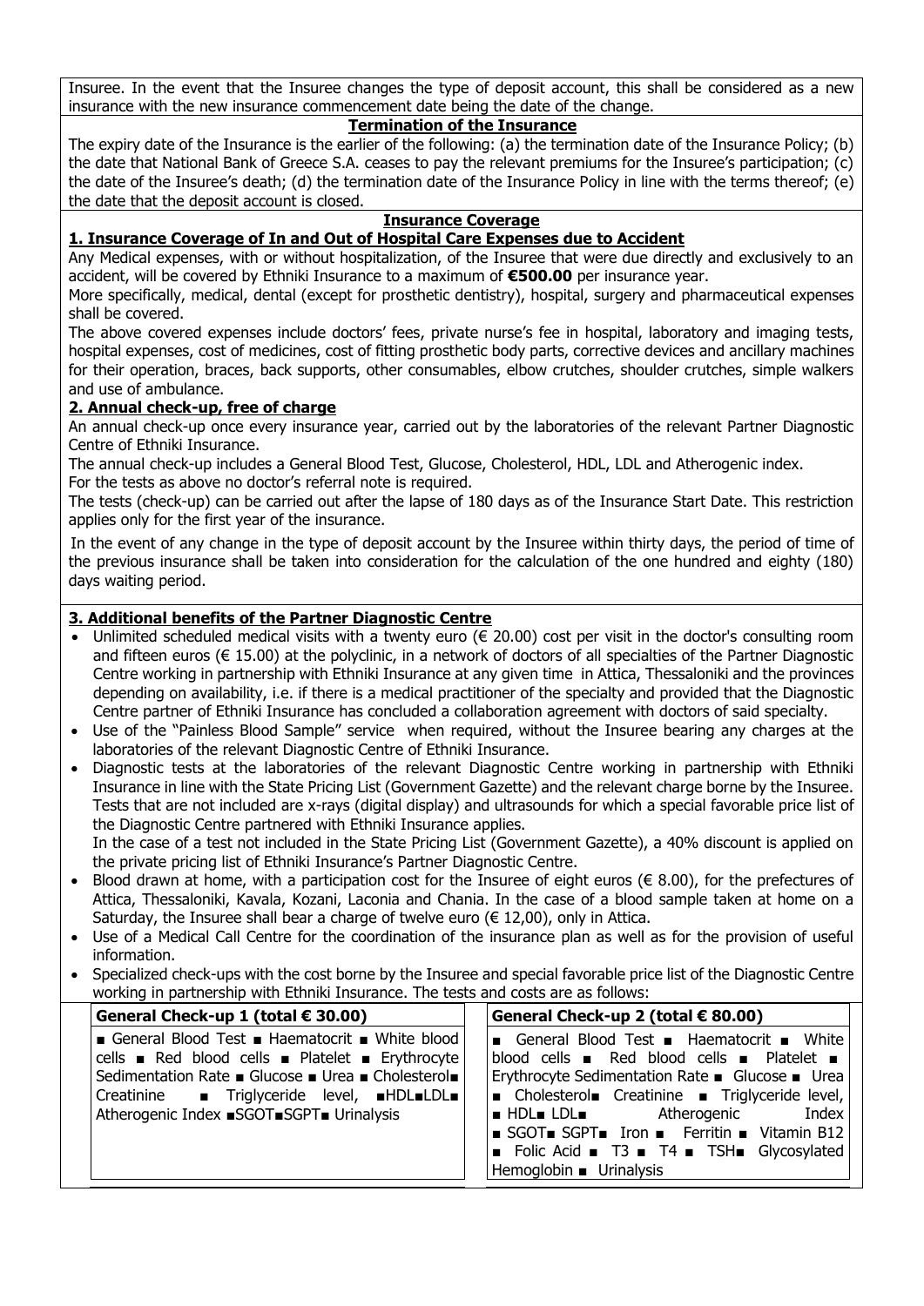Insuree. In the event that the Insuree changes the type of deposit account, this shall be considered as a new insurance with the new insurance commencement date being the date of the change.

## Termination of the Insurance

The expiry date of the Insurance is the earlier of the following: (a) the termination date of the Insurance Policy; (b) the date that National Bank of Greece S.A. ceases to pay the relevant premiums for the Insuree's participation; (c) the date of the Insuree's death; (d) the termination date of the Insurance Policy in line with the terms thereof; (e) the date that the deposit account is closed.

## Insurance Coverage

### 1. Insurance Coverage of In and Out of Hospital Care Expenses due to Accident

Any Medical expenses, with or without hospitalization, of the Insuree that were due directly and exclusively to an accident, will be covered by Ethniki Insurance to a maximum of **€500.00** per insurance year.

More specifically, medical, dental (except for prosthetic dentistry), hospital, surgery and pharmaceutical expenses shall be covered.

The above covered expenses include doctors' fees, private nurse's fee in hospital, laboratory and imaging tests, hospital expenses, cost of medicines, cost of fitting prosthetic body parts, corrective devices and ancillary machines for their operation, braces, back supports, other consumables, elbow crutches, shoulder crutches, simple walkers and use of ambulance.

### 2. Annual check-up, free of charge

An annual check-up once every insurance year, carried out by the laboratories of the relevant Partner Diagnostic Centre of Ethniki Insurance.

The annual check-up includes a General Blood Test, Glucose, Cholesterol, HDL, LDL and Atherogenic index.

For the tests as above no doctor's referral note is required.

The tests (check-up) can be carried out after the lapse of 180 days as of the Insurance Start Date. This restriction applies only for the first year of the insurance.

In the event of any change in the type of deposit account by the Insuree within thirty days, the period of time of the previous insurance shall be taken into consideration for the calculation of the one hundred and eighty (180) days waiting period.

### 3. Additional benefits of the Partner Diagnostic Centre

- Unlimited scheduled medical visits with a twenty euro (€ 20.00) cost per visit in the doctor's consulting room and fifteen euros (€ 15.00) at the polyclinic, in a network of doctors of all specialties of the Partner Diagnostic Centre working in partnership with Ethniki Insurance at any given time in Attica, Thessaloniki and the provinces depending on availability, i.e. if there is a medical practitioner of the specialty and provided that the Diagnostic Centre partner of Ethniki Insurance has concluded a collaboration agreement with doctors of said specialty.
- Use of the "Painless Blood Sample" service when required, without the Insuree bearing any charges at the laboratories of the relevant Diagnostic Centre of Ethniki Insurance.
- Diagnostic tests at the laboratories of the relevant Diagnostic Centre working in partnership with Ethniki Insurance in line with the State Pricing List (Government Gazette) and the relevant charge borne by the Insuree. Tests that are not included are x-rays (digital display) and ultrasounds for which a special favorable price list of the Diagnostic Centre partnered with Ethniki Insurance applies.
  In the case of a test not included in the State Pricing List (Government Gazette), a 40% discount is applied on the private pricing list of Ethniki Insurance's Partner Diagnostic Centre.
- Blood drawn at home, with a participation cost for the Insuree of eight euros (€ 8.00), for the prefectures of Attica, Thessaloniki, Kavala, Kozani, Laconia and Chania. In the case of a blood sample taken at home on a Saturday, the Insuree shall bear a charge of twelve euro (€ 12,00), only in Attica.
- Use of a Medical Call Centre for the coordination of the insurance plan as well as for the provision of useful information.
- Specialized check-ups with the cost borne by the Insuree and special favorable price list of the Diagnostic Centre working in partnership with Ethniki Insurance. The tests and costs are as follows:

| General Check-up 1 (total € 30.00) | General Check-up 2 (total € 80.00) |
|---|---|
| ■ General Blood Test ■ Haematocrit ■ White blood cells ■ Red blood cells ■ Platelet ■ Erythrocyte Sedimentation Rate ■ Glucose ■ Urea ■ Cholesterol■ Creatinine ■ Triglyceride level, ■HDL■LDL■ Atherogenic Index ■SGOT■SGPT■ Urinalysis | ■ General Blood Test ■ Haematocrit ■ White blood cells ■ Red blood cells ■ Platelet ■ Erythrocyte Sedimentation Rate ■ Glucose ■ Urea ■ Cholesterol■ Creatinine ■ Triglyceride level, ■ HDL■ LDL■ Atherogenic Index ■ SGOT■ SGPT■ Iron ■ Ferritin ■ Vitamin B12 ■ Folic Acid ■ T3 ■ T4 ■ TSH■ Glycosylated Hemoglobin ■ Urinalysis |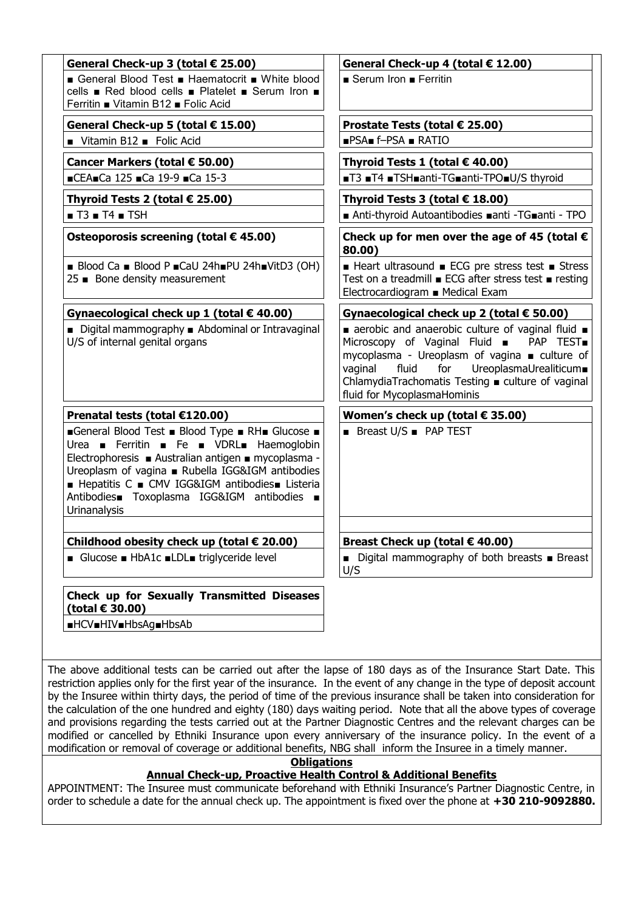**General Check-up 3 (total € 25.00)**

■ General Blood Test ■ Haematocrit ■ White blood cells ■ Red blood cells ■ Platelet ■ Serum Iron ■ Ferritin ■ Vitamin B12 ■ Folic Acid

**General Check-up 4 (total € 12.00)**

■ Serum Iron ■ Ferritin

**General Check-up 5 (total € 15.00)**

■ Vitamin B12 ■ Folic Acid

**Prostate Tests (total € 25.00)**

■PSA■ f–PSA ■ RATIO

**Cancer Markers (total € 50.00)**

■CEA■Ca 125 ■Ca 19-9 ■Ca 15-3

**Thyroid Tests 1 (total € 40.00)**

■T3 ■T4 ■TSH■anti-TG■anti-TPO■U/S thyroid

**Thyroid Tests 2 (total € 25.00)**

■ T3 ■ T4 ■ TSH

**Thyroid Tests 3 (total € 18.00)**

■ Anti-thyroid Autoantibodies ■anti -TG■anti - TPO

**Osteoporosis screening (total € 45.00)**

■ Blood Ca ■ Blood P ■CaU 24h■PU 24h■VitD3 (OH) 25 ■ Bone density measurement

**Check up for men over the age of 45 (total € 80.00)**

■ Heart ultrasound ■ ECG pre stress test ■ Stress Test on a treadmill ■ ECG after stress test ■ resting Electrocardiogram ■ Medical Exam

**Gynaecological check up 1 (total € 40.00)**

■ Digital mammography ■ Abdominal or Intravaginal U/S of internal genital organs

**Gynaecological check up 2 (total € 50.00)**

■ aerobic and anaerobic culture of vaginal fluid ■ Microscopy of Vaginal Fluid ■ PAP TEST■ mycoplasma - Ureoplasm of vagina ■ culture of vaginal fluid for UreoplasmaUrealiticum■ ChlamydiaTrachomatis Testing ■ culture of vaginal fluid for MycoplasmaHominis

**Prenatal tests (total €120.00)**

■General Blood Test ■ Blood Type ■ RH■ Glucose ■ Urea ■ Ferritin ■ Fe ■ VDRL■ Haemoglobin Electrophoresis ■ Australian antigen ■ mycoplasma - Ureoplasm of vagina ■ Rubella IGG&IGM antibodies ■ Hepatitis C ■ CMV IGG&IGM antibodies■ Listeria Antibodies■ Toxoplasma IGG&IGM antibodies ■ Urinanalysis

**Women's check up (total € 35.00)**

■ Breast U/S ■ PAP TEST

**Childhood obesity check up (total € 20.00)**

■ Glucose ■ HbA1c ■LDL■ triglyceride level

**Breast Check up (total € 40.00)**

■ Digital mammography of both breasts ■ Breast U/S

**Check up for Sexually Transmitted Diseases (total € 30.00)**

■HCV■HIV■HbsAg■HbsAb

The above additional tests can be carried out after the lapse of 180 days as of the Insurance Start Date. This restriction applies only for the first year of the insurance. In the event of any change in the type of deposit account by the Insuree within thirty days, the period of time of the previous insurance shall be taken into consideration for the calculation of the one hundred and eighty (180) days waiting period. Note that all the above types of coverage and provisions regarding the tests carried out at the Partner Diagnostic Centres and the relevant charges can be modified or cancelled by Ethniki Insurance upon every anniversary of the insurance policy. In the event of a modification or removal of coverage or additional benefits, NBG shall inform the Insuree in a timely manner.

**Obligations**

**Annual Check-up, Proactive Health Control & Additional Benefits**

APPOINTMENT: The Insuree must communicate beforehand with Ethniki Insurance's Partner Diagnostic Centre, in order to schedule a date for the annual check up. The appointment is fixed over the phone at **+30 210-9092880.**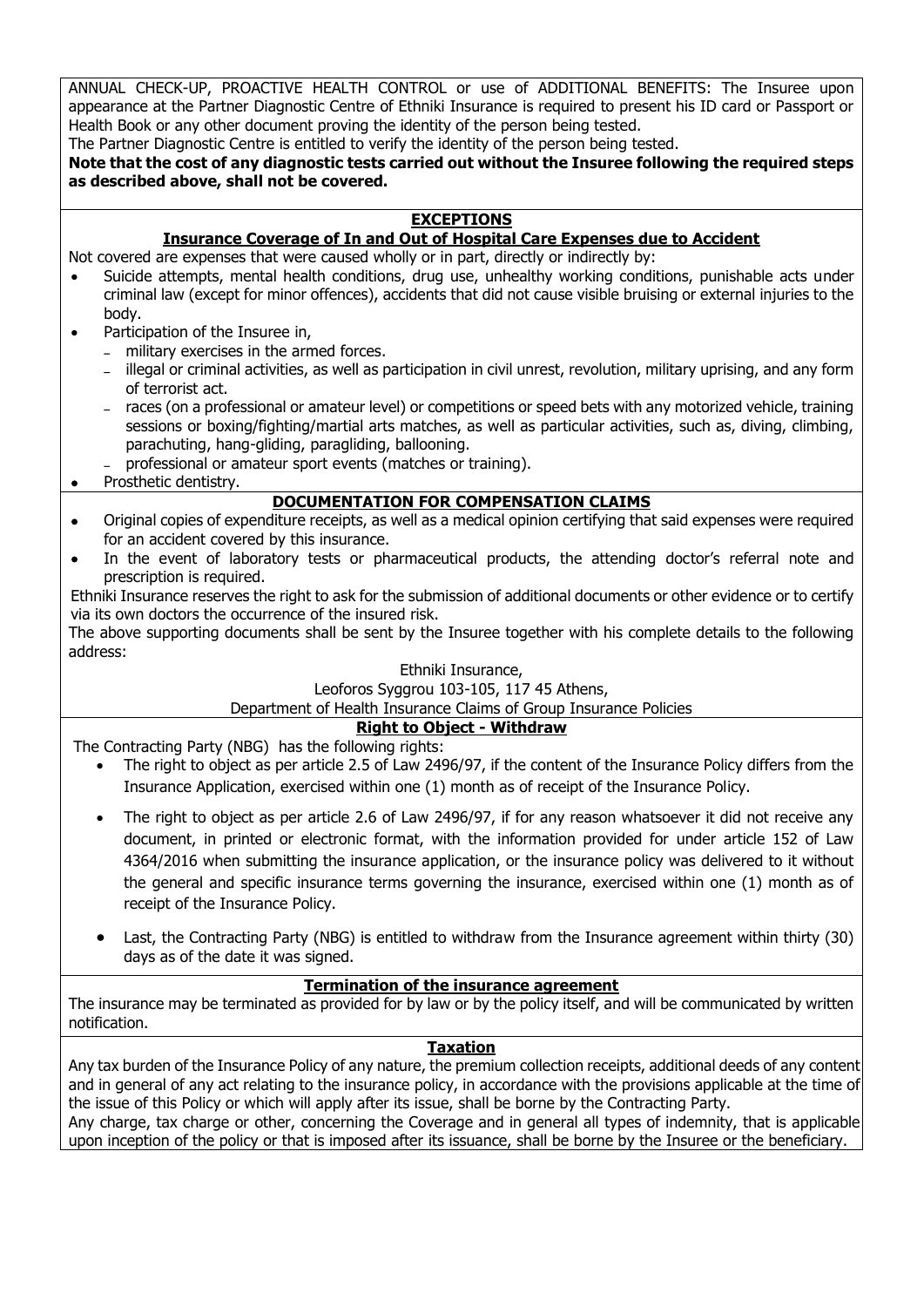ANNUAL CHECK-UP, PROACTIVE HEALTH CONTROL or use of ADDITIONAL BENEFITS: The Insuree upon appearance at the Partner Diagnostic Centre of Ethniki Insurance is required to present his ID card or Passport or Health Book or any other document proving the identity of the person being tested.

The Partner Diagnostic Centre is entitled to verify the identity of the person being tested.

**Note that the cost of any diagnostic tests carried out without the Insuree following the required steps as described above, shall not be covered.**

## EXCEPTIONS

### Insurance Coverage of In and Out of Hospital Care Expenses due to Accident

Not covered are expenses that were caused wholly or in part, directly or indirectly by:

- Suicide attempts, mental health conditions, drug use, unhealthy working conditions, punishable acts under criminal law (except for minor offences), accidents that did not cause visible bruising or external injuries to the body.
- Participation of the Insuree in,
  - military exercises in the armed forces.
  - illegal or criminal activities, as well as participation in civil unrest, revolution, military uprising, and any form of terrorist act.
  - races (on a professional or amateur level) or competitions or speed bets with any motorized vehicle, training sessions or boxing/fighting/martial arts matches, as well as particular activities, such as, diving, climbing, parachuting, hang-gliding, paragliding, ballooning.
  - professional or amateur sport events (matches or training).
- Prosthetic dentistry.

## DOCUMENTATION FOR COMPENSATION CLAIMS

- Original copies of expenditure receipts, as well as a medical opinion certifying that said expenses were required for an accident covered by this insurance.
- In the event of laboratory tests or pharmaceutical products, the attending doctor's referral note and prescription is required.

Ethniki Insurance reserves the right to ask for the submission of additional documents or other evidence or to certify via its own doctors the occurrence of the insured risk.

The above supporting documents shall be sent by the Insuree together with his complete details to the following address:

Ethniki Insurance,
Leoforos Syggrou 103-105, 117 45 Athens,
Department of Health Insurance Claims of Group Insurance Policies

## Right to Object - Withdraw

The Contracting Party (NBG) has the following rights:

- The right to object as per article 2.5 of Law 2496/97, if the content of the Insurance Policy differs from the Insurance Application, exercised within one (1) month as of receipt of the Insurance Policy.
- The right to object as per article 2.6 of Law 2496/97, if for any reason whatsoever it did not receive any document, in printed or electronic format, with the information provided for under article 152 of Law 4364/2016 when submitting the insurance application, or the insurance policy was delivered to it without the general and specific insurance terms governing the insurance, exercised within one (1) month as of receipt of the Insurance Policy.
- Last, the Contracting Party (NBG) is entitled to withdraw from the Insurance agreement within thirty (30) days as of the date it was signed.

## Termination of the insurance agreement

The insurance may be terminated as provided for by law or by the policy itself, and will be communicated by written notification.

## Taxation

Any tax burden of the Insurance Policy of any nature, the premium collection receipts, additional deeds of any content and in general of any act relating to the insurance policy, in accordance with the provisions applicable at the time of the issue of this Policy or which will apply after its issue, shall be borne by the Contracting Party.

Any charge, tax charge or other, concerning the Coverage and in general all types of indemnity, that is applicable upon inception of the policy or that is imposed after its issuance, shall be borne by the Insuree or the beneficiary.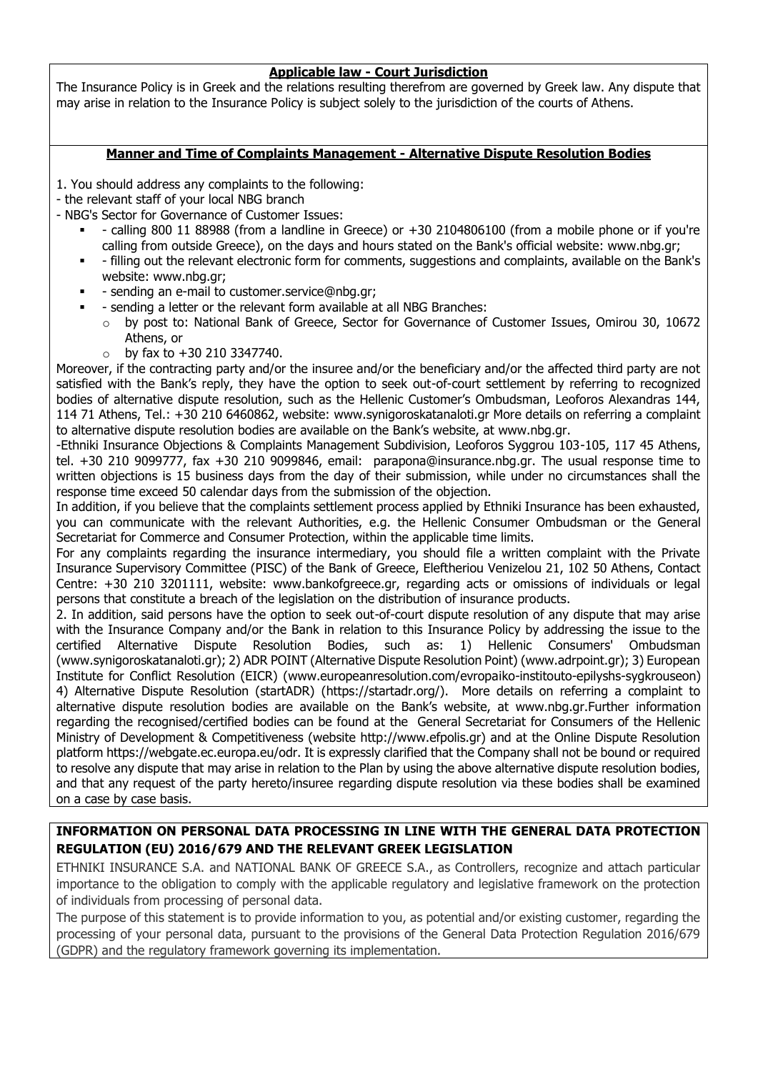**Applicable law - Court Jurisdiction**

The Insurance Policy is in Greek and the relations resulting therefrom are governed by Greek law. Any dispute that may arise in relation to the Insurance Policy is subject solely to the jurisdiction of the courts of Athens.

**Manner and Time of Complaints Management - Alternative Dispute Resolution Bodies**

1. You should address any complaints to the following:

- the relevant staff of your local NBG branch
- NBG's Sector for Governance of Customer Issues:
  - - calling 800 11 88988 (from a landline in Greece) or +30 2104806100 (from a mobile phone or if you're calling from outside Greece), on the days and hours stated on the Bank's official website: www.nbg.gr;
  - - filling out the relevant electronic form for comments, suggestions and complaints, available on the Bank's website: www.nbg.gr;
  - - sending an e-mail to customer.service@nbg.gr;
  - - sending a letter or the relevant form available at all NBG Branches:
    - by post to: National Bank of Greece, Sector for Governance of Customer Issues, Omirou 30, 10672 Athens, or
    - by fax to +30 210 3347740.

Moreover, if the contracting party and/or the insuree and/or the beneficiary and/or the affected third party are not satisfied with the Bank's reply, they have the option to seek out-of-court settlement by referring to recognized bodies of alternative dispute resolution, such as the Hellenic Customer's Ombudsman, Leoforos Alexandras 144, 114 71 Athens, Tel.: +30 210 6460862, website: www.synigoroskatanaloti.gr More details on referring a complaint to alternative dispute resolution bodies are available on the Bank's website, at www.nbg.gr.

-Ethniki Insurance Objections & Complaints Management Subdivision, Leoforos Syggrou 103-105, 117 45 Athens, tel. +30 210 9099777, fax +30 210 9099846, email: parapona@insurance.nbg.gr. The usual response time to written objections is 15 business days from the day of their submission, while under no circumstances shall the response time exceed 50 calendar days from the submission of the objection.

In addition, if you believe that the complaints settlement process applied by Ethniki Insurance has been exhausted, you can communicate with the relevant Authorities, e.g. the Hellenic Consumer Ombudsman or the General Secretariat for Commerce and Consumer Protection, within the applicable time limits.

For any complaints regarding the insurance intermediary, you should file a written complaint with the Private Insurance Supervisory Committee (PISC) of the Bank of Greece, Eleftheriou Venizelou 21, 102 50 Athens, Contact Centre: +30 210 3201111, website: www.bankofgreece.gr, regarding acts or omissions of individuals or legal persons that constitute a breach of the legislation on the distribution of insurance products.

2. In addition, said persons have the option to seek out-of-court dispute resolution of any dispute that may arise with the Insurance Company and/or the Bank in relation to this Insurance Policy by addressing the issue to the certified Alternative Dispute Resolution Bodies, such as: 1) Hellenic Consumers' Ombudsman (www.synigoroskatanaloti.gr); 2) ADR POINT (Alternative Dispute Resolution Point) (www.adrpoint.gr); 3) European Institute for Conflict Resolution (EICR) (www.europeanresolution.com/evropaiko-institouto-epilyshs-sygkrouseon) 4) Alternative Dispute Resolution (startADR) (https://startadr.org/). More details on referring a complaint to alternative dispute resolution bodies are available on the Bank's website, at www.nbg.gr.Further information regarding the recognised/certified bodies can be found at the General Secretariat for Consumers of the Hellenic Ministry of Development & Competitiveness (website http://www.efpolis.gr) and at the Online Dispute Resolution platform https://webgate.ec.europa.eu/odr. It is expressly clarified that the Company shall not be bound or required to resolve any dispute that may arise in relation to the Plan by using the above alternative dispute resolution bodies, and that any request of the party hereto/insuree regarding dispute resolution via these bodies shall be examined on a case by case basis.

**INFORMATION ON PERSONAL DATA PROCESSING IN LINE WITH THE GENERAL DATA PROTECTION REGULATION (EU) 2016/679 AND THE RELEVANT GREEK LEGISLATION**

ETHNIKI INSURANCE S.A. and NATIONAL BANK OF GREECE S.A., as Controllers, recognize and attach particular importance to the obligation to comply with the applicable regulatory and legislative framework on the protection of individuals from processing of personal data.

The purpose of this statement is to provide information to you, as potential and/or existing customer, regarding the processing of your personal data, pursuant to the provisions of the General Data Protection Regulation 2016/679 (GDPR) and the regulatory framework governing its implementation.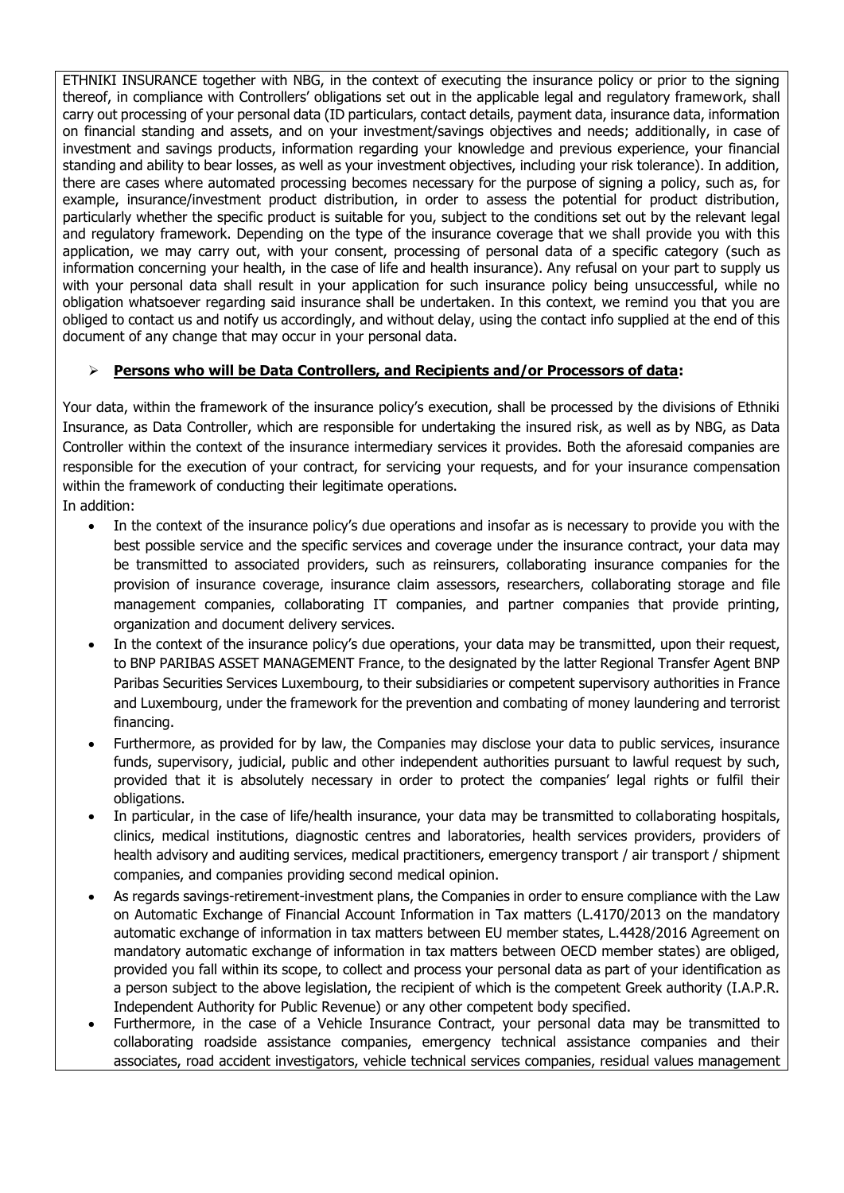ETHNIKI INSURANCE together with NBG, in the context of executing the insurance policy or prior to the signing thereof, in compliance with Controllers' obligations set out in the applicable legal and regulatory framework, shall carry out processing of your personal data (ID particulars, contact details, payment data, insurance data, information on financial standing and assets, and on your investment/savings objectives and needs; additionally, in case of investment and savings products, information regarding your knowledge and previous experience, your financial standing and ability to bear losses, as well as your investment objectives, including your risk tolerance). In addition, there are cases where automated processing becomes necessary for the purpose of signing a policy, such as, for example, insurance/investment product distribution, in order to assess the potential for product distribution, particularly whether the specific product is suitable for you, subject to the conditions set out by the relevant legal and regulatory framework. Depending on the type of the insurance coverage that we shall provide you with this application, we may carry out, with your consent, processing of personal data of a specific category (such as information concerning your health, in the case of life and health insurance). Any refusal on your part to supply us with your personal data shall result in your application for such insurance policy being unsuccessful, while no obligation whatsoever regarding said insurance shall be undertaken. In this context, we remind you that you are obliged to contact us and notify us accordingly, and without delay, using the contact info supplied at the end of this document of any change that may occur in your personal data.

➢ **Persons who will be Data Controllers, and Recipients and/or Processors of data:**

Your data, within the framework of the insurance policy's execution, shall be processed by the divisions of Ethniki Insurance, as Data Controller, which are responsible for undertaking the insured risk, as well as by NBG, as Data Controller within the context of the insurance intermediary services it provides. Both the aforesaid companies are responsible for the execution of your contract, for servicing your requests, and for your insurance compensation within the framework of conducting their legitimate operations.

In addition:

- In the context of the insurance policy's due operations and insofar as is necessary to provide you with the best possible service and the specific services and coverage under the insurance contract, your data may be transmitted to associated providers, such as reinsurers, collaborating insurance companies for the provision of insurance coverage, insurance claim assessors, researchers, collaborating storage and file management companies, collaborating IT companies, and partner companies that provide printing, organization and document delivery services.
- In the context of the insurance policy's due operations, your data may be transmitted, upon their request, to BNP PARIBAS ASSET MANAGEMENT France, to the designated by the latter Regional Transfer Agent BNP Paribas Securities Services Luxembourg, to their subsidiaries or competent supervisory authorities in France and Luxembourg, under the framework for the prevention and combating of money laundering and terrorist financing.
- Furthermore, as provided for by law, the Companies may disclose your data to public services, insurance funds, supervisory, judicial, public and other independent authorities pursuant to lawful request by such, provided that it is absolutely necessary in order to protect the companies' legal rights or fulfil their obligations.
- In particular, in the case of life/health insurance, your data may be transmitted to collaborating hospitals, clinics, medical institutions, diagnostic centres and laboratories, health services providers, providers of health advisory and auditing services, medical practitioners, emergency transport / air transport / shipment companies, and companies providing second medical opinion.
- As regards savings-retirement-investment plans, the Companies in order to ensure compliance with the Law on Automatic Exchange of Financial Account Information in Tax matters (L.4170/2013 on the mandatory automatic exchange of information in tax matters between EU member states, L.4428/2016 Agreement on mandatory automatic exchange of information in tax matters between OECD member states) are obliged, provided you fall within its scope, to collect and process your personal data as part of your identification as a person subject to the above legislation, the recipient of which is the competent Greek authority (I.A.P.R. Independent Authority for Public Revenue) or any other competent body specified.
- Furthermore, in the case of a Vehicle Insurance Contract, your personal data may be transmitted to collaborating roadside assistance companies, emergency technical assistance companies and their associates, road accident investigators, vehicle technical services companies, residual values management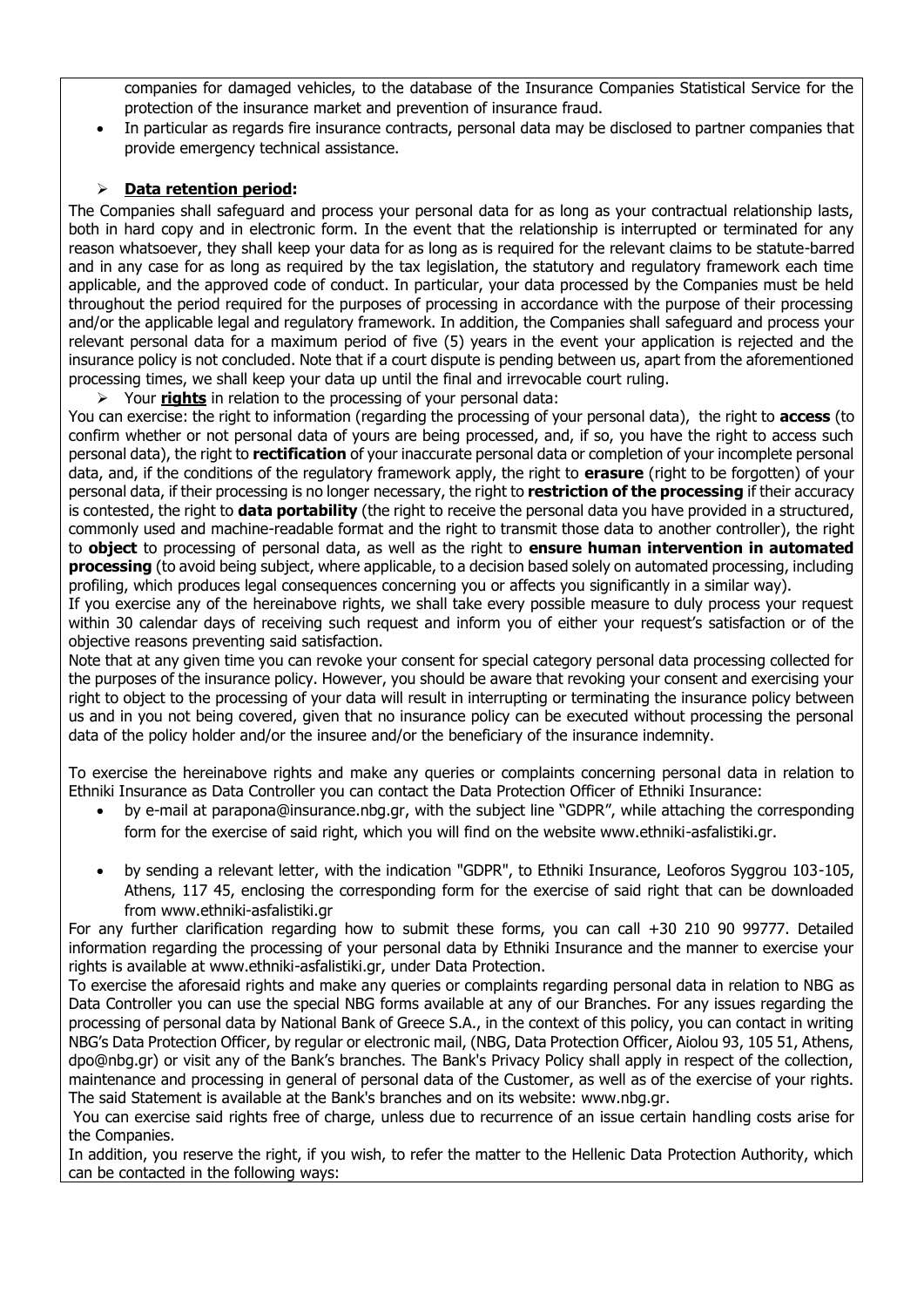companies for damaged vehicles, to the database of the Insurance Companies Statistical Service for the protection of the insurance market and prevention of insurance fraud.

- In particular as regards fire insurance contracts, personal data may be disclosed to partner companies that provide emergency technical assistance.

➢ **Data retention period:**

The Companies shall safeguard and process your personal data for as long as your contractual relationship lasts, both in hard copy and in electronic form. In the event that the relationship is interrupted or terminated for any reason whatsoever, they shall keep your data for as long as is required for the relevant claims to be statute-barred and in any case for as long as required by the tax legislation, the statutory and regulatory framework each time applicable, and the approved code of conduct. In particular, your data processed by the Companies must be held throughout the period required for the purposes of processing in accordance with the purpose of their processing and/or the applicable legal and regulatory framework. In addition, the Companies shall safeguard and process your relevant personal data for a maximum period of five (5) years in the event your application is rejected and the insurance policy is not concluded. Note that if a court dispute is pending between us, apart from the aforementioned processing times, we shall keep your data up until the final and irrevocable court ruling.

➢ Your **rights** in relation to the processing of your personal data:

You can exercise: the right to information (regarding the processing of your personal data), the right to **access** (to confirm whether or not personal data of yours are being processed, and, if so, you have the right to access such personal data), the right to **rectification** of your inaccurate personal data or completion of your incomplete personal data, and, if the conditions of the regulatory framework apply, the right to **erasure** (right to be forgotten) of your personal data, if their processing is no longer necessary, the right to **restriction of the processing** if their accuracy is contested, the right to **data portability** (the right to receive the personal data you have provided in a structured, commonly used and machine-readable format and the right to transmit those data to another controller), the right to **object** to processing of personal data, as well as the right to **ensure human intervention in automated processing** (to avoid being subject, where applicable, to a decision based solely on automated processing, including profiling, which produces legal consequences concerning you or affects you significantly in a similar way).

If you exercise any of the hereinabove rights, we shall take every possible measure to duly process your request within 30 calendar days of receiving such request and inform you of either your request's satisfaction or of the objective reasons preventing said satisfaction.

Note that at any given time you can revoke your consent for special category personal data processing collected for the purposes of the insurance policy. However, you should be aware that revoking your consent and exercising your right to object to the processing of your data will result in interrupting or terminating the insurance policy between us and in you not being covered, given that no insurance policy can be executed without processing the personal data of the policy holder and/or the insuree and/or the beneficiary of the insurance indemnity.

To exercise the hereinabove rights and make any queries or complaints concerning personal data in relation to Ethniki Insurance as Data Controller you can contact the Data Protection Officer of Ethniki Insurance:

- by e-mail at parapona@insurance.nbg.gr, with the subject line "GDPR", while attaching the corresponding form for the exercise of said right, which you will find on the website www.ethniki-asfalistiki.gr.
- by sending a relevant letter, with the indication "GDPR", to Ethniki Insurance, Leoforos Syggrou 103-105, Athens, 117 45, enclosing the corresponding form for the exercise of said right that can be downloaded from www.ethniki-asfalistiki.gr

For any further clarification regarding how to submit these forms, you can call +30 210 90 99777. Detailed information regarding the processing of your personal data by Ethniki Insurance and the manner to exercise your rights is available at www.ethniki-asfalistiki.gr, under Data Protection.

To exercise the aforesaid rights and make any queries or complaints regarding personal data in relation to NBG as Data Controller you can use the special NBG forms available at any of our Branches. For any issues regarding the processing of personal data by National Bank of Greece S.A., in the context of this policy, you can contact in writing NBG's Data Protection Officer, by regular or electronic mail, (NBG, Data Protection Officer, Aiolou 93, 105 51, Athens, dpo@nbg.gr) or visit any of the Bank's branches. The Bank's Privacy Policy shall apply in respect of the collection, maintenance and processing in general of personal data of the Customer, as well as of the exercise of your rights. The said Statement is available at the Bank's branches and on its website: www.nbg.gr.

You can exercise said rights free of charge, unless due to recurrence of an issue certain handling costs arise for the Companies.

In addition, you reserve the right, if you wish, to refer the matter to the Hellenic Data Protection Authority, which can be contacted in the following ways: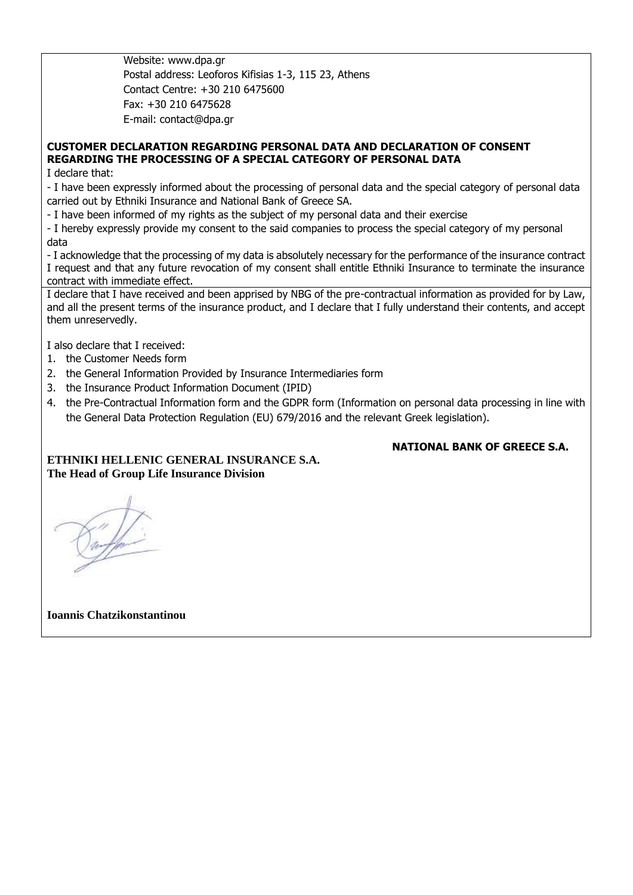Website: www.dpa.gr
Postal address: Leoforos Kifisias 1-3, 115 23, Athens
Contact Centre: +30 210 6475600
Fax: +30 210 6475628
E-mail: contact@dpa.gr

**CUSTOMER DECLARATION REGARDING PERSONAL DATA AND DECLARATION OF CONSENT REGARDING THE PROCESSING OF A SPECIAL CATEGORY OF PERSONAL DATA**

I declare that:

- I have been expressly informed about the processing of personal data and the special category of personal data carried out by Ethniki Insurance and National Bank of Greece SA.
- I have been informed of my rights as the subject of my personal data and their exercise
- I hereby expressly provide my consent to the said companies to process the special category of my personal data
- I acknowledge that the processing of my data is absolutely necessary for the performance of the insurance contract I request and that any future revocation of my consent shall entitle Ethniki Insurance to terminate the insurance contract with immediate effect.

I declare that I have received and been apprised by NBG of the pre-contractual information as provided for by Law, and all the present terms of the insurance product, and I declare that I fully understand their contents, and accept them unreservedly.

I also declare that I received:

1. the Customer Needs form
2. the General Information Provided by Insurance Intermediaries form
3. the Insurance Product Information Document (IPID)
4. the Pre-Contractual Information form and the GDPR form (Information on personal data processing in line with the General Data Protection Regulation (EU) 679/2016 and the relevant Greek legislation).

**NATIONAL BANK OF GREECE S.A.**

**ETHNIKI HELLENIC GENERAL INSURANCE S.A.**
**The Head of Group Life Insurance Division**

**Ioannis Chatzikonstantinou**